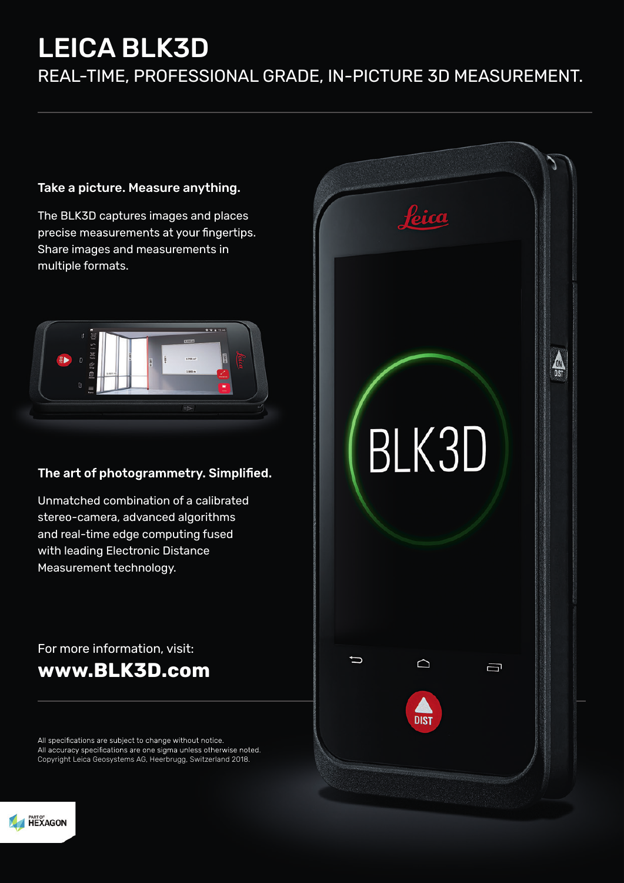# LEICA BLK3D

REAL-TIME, PROFESSIONAL GRADE, IN-PICTURE 3D MEASUREMENT.

**Take a picture. Measure anything.**

The BLK3D captures images and places precise measurements at your fingertips. Share images and measurements in multiple formats.

**The art of photogrammetry. Simplified.**

Unmatched combination of a calibrated stereo-camera, advanced algorithms and real-time edge computing fused with leading Electronic Distance Measurement technology.

For more information, visit:

**www.BLK3D.com**

All specifications are subject to change without notice.
All accuracy specifications are one sigma unless otherwise noted.
Copyright Leica Geosystems AG, Heerbrugg, Switzerland 2018.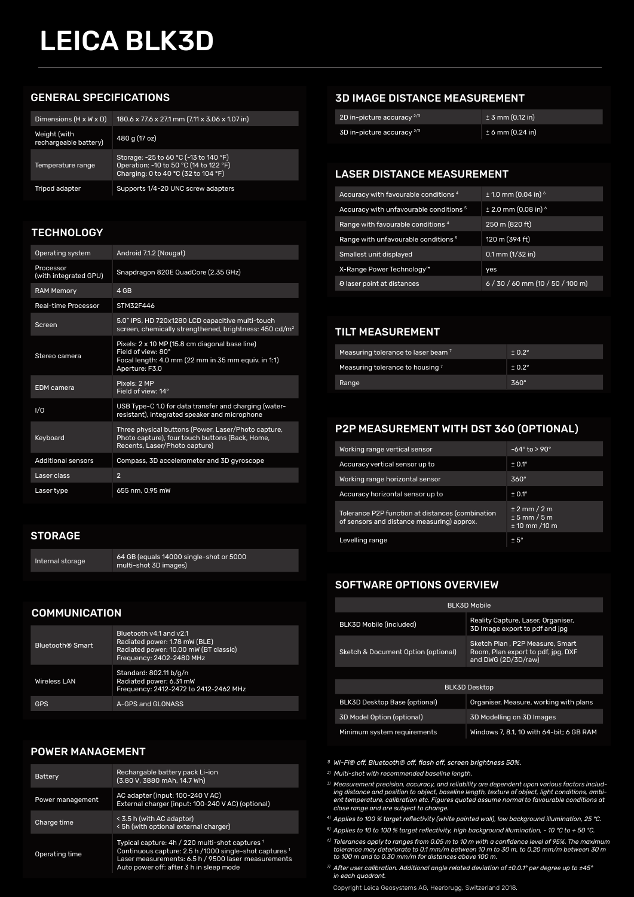# LEICA BLK3D

## GENERAL SPECIFICATIONS

| | |
|---|---|
| Dimensions (H x W x D) | 180.6 x 77.6 x 27.1 mm (7.11 x 3.06 x 1.07 in) |
| Weight (with rechargeable battery) | 480 g (17 oz) |
| Temperature range | Storage: -25 to 60 °C (-13 to 140 °F)<br>Operation: -10 to 50 °C (14 to 122 °F)<br>Charging: 0 to 40 °C (32 to 104 °F) |
| Tripod adapter | Supports 1/4-20 UNC screw adapters |

## TECHNOLOGY

| | |
|---|---|
| Operating system | Android 7.1.2 (Nougat) |
| Processor (with integrated GPU) | Snapdragon 820E QuadCore (2.35 GHz) |
| RAM Memory | 4 GB |
| Real-time Processor | STM32F446 |
| Screen | 5.0" IPS, HD 720x1280 LCD capacitive multi-touch screen, chemically strengthened, brightness: 450 cd/m² |
| Stereo camera | Pixels: 2 x 10 MP (15.8 cm diagonal base line)<br>Field of view: 80°<br>Focal length: 4.0 mm (22 mm in 35 mm equiv. in 1:1)<br>Aperture: F3.0 |
| EDM camera | Pixels: 2 MP<br>Field of view: 14° |
| I/O | USB Type-C 1.0 for data transfer and charging (water-resistant), integrated speaker and microphone |
| Keyboard | Three physical buttons (Power, Laser/Photo capture, Photo capture), four touch buttons (Back, Home, Recents, Laser/Photo capture) |
| Additional sensors | Compass, 3D accelerometer and 3D gyroscope |
| Laser class | 2 |
| Laser type | 655 nm, 0.95 mW |

## STORAGE

| | |
|---|---|
| Internal storage | 64 GB (equals 14000 single-shot or 5000 multi-shot 3D images) |

## COMMUNICATION

| | |
|---|---|
| Bluetooth® Smart | Bluetooth v4.1 and v2.1<br>Radiated power: 1.78 mW (BLE)<br>Radiated power: 10.00 mW (BT classic)<br>Frequency: 2402-2480 MHz |
| Wireless LAN | Standard: 802.11 b/g/n<br>Radiated power: 6.31 mW<br>Frequency: 2412-2472 to 2412-2462 MHz |
| GPS | A-GPS and GLONASS |

## POWER MANAGEMENT

| | |
|---|---|
| Battery | Rechargable battery pack Li-ion (3.80 V, 3880 mAh, 14.7 Wh) |
| Power management | AC adapter (input: 100-240 V AC)<br>External charger (input: 100-240 V AC) (optional) |
| Charge time | < 3.5 h (with AC adaptor)<br>< 5h (with optional external charger) |
| Operating time | Typical capture: 4h / 220 multi-shot captures [1]<br>Continuous capture: 2.5 h /1000 single-shot captures [1]<br>Laser measurements: 6.5 h / 9500 laser measurements<br>Auto power off: after 3 h in sleep mode |

## 3D IMAGE DISTANCE MEASUREMENT

| | |
|---|---|
| 2D in-picture accuracy [2/3] | ± 3 mm (0.12 in) |
| 3D in-picture accuracy [2/3] | ± 6 mm (0.24 in) |

## LASER DISTANCE MEASUREMENT

| | |
|---|---|
| Accuracy with favourable conditions [4] | ± 1.0 mm (0.04 in) [6] |
| Accuracy with unfavourable conditions [5] | ± 2.0 mm (0.08 in) [6] |
| Range with favourable conditions [4] | 250 m (820 ft) |
| Range with unfavourable conditions [5] | 120 m (394 ft) |
| Smallest unit displayed | 0.1 mm (1/32 in) |
| X-Range Power Technology™ | yes |
| Ø laser point at distances | 6 / 30 / 60 mm (10 / 50 / 100 m) |

## TILT MEASUREMENT

| | |
|---|---|
| Measuring tolerance to laser beam [7] | ± 0.2° |
| Measuring tolerance to housing [7] | ± 0.2° |
| Range | 360° |

## P2P MEASUREMENT WITH DST 360 (OPTIONAL)

| | |
|---|---|
| Working range vertical sensor | -64° to > 90° |
| Accuracy vertical sensor up to | ± 0.1° |
| Working range horizontal sensor | 360° |
| Accuracy horizontal sensor up to | ± 0.1° |
| Tolerance P2P function at distances (combination of sensors and distance measuring) approx. | ± 2 mm / 2 m<br>± 5 mm / 5 m<br>± 10 mm /10 m |
| Levelling range | ± 5° |

## SOFTWARE OPTIONS OVERVIEW

| BLK3D Mobile | |
|---|---|
| BLK3D Mobile (included) | Reality Capture, Laser, Organiser, 3D Image export to pdf and jpg |
| Sketch & Document Option (optional) | Sketch Plan , P2P Measure, Smart Room, Plan export to pdf, jpg, DXF and DWG (2D/3D/raw) |

| BLK3D Desktop | |
|---|---|
| BLK3D Desktop Base (optional) | Organiser, Measure, working with plans |
| 3D Model Option (optional) | 3D Modelling on 3D Images |
| Minimum system requirements | Windows 7, 8.1, 10 with 64-bit; 6 GB RAM |

[1] *Wi-Fi® off, Bluetooth® off, flash off, screen brightness 50%.*

[2] *Multi-shot with recommended baseline length.*

[3] *Measurement precision, accuracy, and reliability are dependent upon various factors including distance and position to object, baseline length, texture of object, light conditions, ambient temperature, calibration etc. Figures quoted assume normal to favourable conditions at close range and are subject to change.*

[4] *Applies to 100 % target reflectivity (white painted wall), low background illumination, 25 °C.*

[5] *Applies to 10 to 100 % target reflectivity, high background illumination, - 10 °C to + 50 °C.*

[6] *Tolerances apply to ranges from 0.05 m to 10 m with a confidence level of 95%. The maximum tolerance may deteriorate to 0.1 mm/m between 10 m to 30 m, to 0.20 mm/m between 30 m to 100 m and to 0.30 mm/m for distances above 100 m.*

[7] *After user calibration. Additional angle related deviation of ±0.01° per degree up to ±45° in each quadrant.*

Copyright Leica Geosystems AG, Heerbrugg, Switzerland 2018.